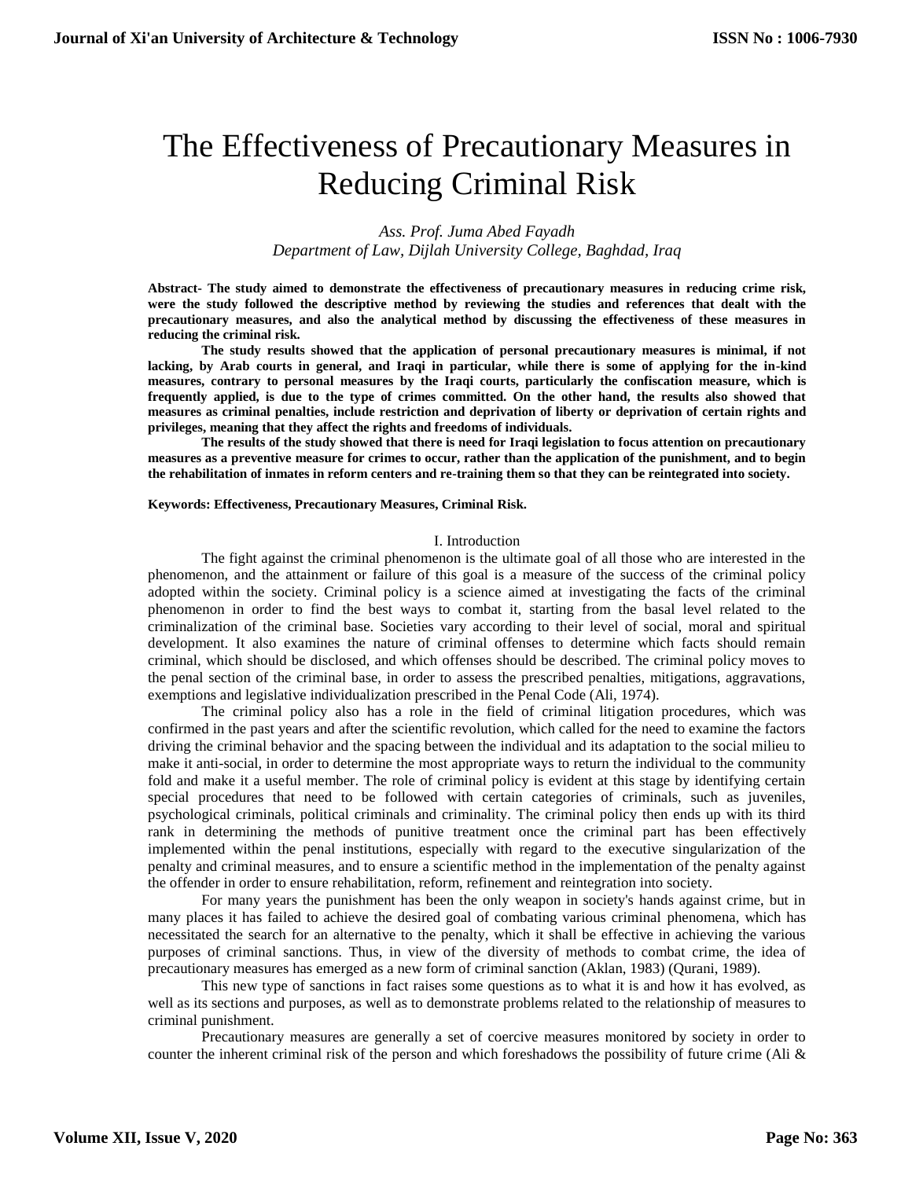# The Effectiveness of Precautionary Measures in Reducing Criminal Risk

*Ass. Prof. Juma Abed Fayadh*
*Department of Law, Dijlah University College, Baghdad, Iraq*

**Abstract- The study aimed to demonstrate the effectiveness of precautionary measures in reducing crime risk, were the study followed the descriptive method by reviewing the studies and references that dealt with the precautionary measures, and also the analytical method by discussing the effectiveness of these measures in reducing the criminal risk.**

**The study results showed that the application of personal precautionary measures is minimal, if not lacking, by Arab courts in general, and Iraqi in particular, while there is some of applying for the in-kind measures, contrary to personal measures by the Iraqi courts, particularly the confiscation measure, which is frequently applied, is due to the type of crimes committed. On the other hand, the results also showed that measures as criminal penalties, include restriction and deprivation of liberty or deprivation of certain rights and privileges, meaning that they affect the rights and freedoms of individuals.**

**The results of the study showed that there is need for Iraqi legislation to focus attention on precautionary measures as a preventive measure for crimes to occur, rather than the application of the punishment, and to begin the rehabilitation of inmates in reform centers and re-training them so that they can be reintegrated into society.**

**Keywords: Effectiveness, Precautionary Measures, Criminal Risk.**

## I. Introduction

The fight against the criminal phenomenon is the ultimate goal of all those who are interested in the phenomenon, and the attainment or failure of this goal is a measure of the success of the criminal policy adopted within the society. Criminal policy is a science aimed at investigating the facts of the criminal phenomenon in order to find the best ways to combat it, starting from the basal level related to the criminalization of the criminal base. Societies vary according to their level of social, moral and spiritual development. It also examines the nature of criminal offenses to determine which facts should remain criminal, which should be disclosed, and which offenses should be described. The criminal policy moves to the penal section of the criminal base, in order to assess the prescribed penalties, mitigations, aggravations, exemptions and legislative individualization prescribed in the Penal Code (Ali, 1974).

The criminal policy also has a role in the field of criminal litigation procedures, which was confirmed in the past years and after the scientific revolution, which called for the need to examine the factors driving the criminal behavior and the spacing between the individual and its adaptation to the social milieu to make it anti-social, in order to determine the most appropriate ways to return the individual to the community fold and make it a useful member. The role of criminal policy is evident at this stage by identifying certain special procedures that need to be followed with certain categories of criminals, such as juveniles, psychological criminals, political criminals and criminality. The criminal policy then ends up with its third rank in determining the methods of punitive treatment once the criminal part has been effectively implemented within the penal institutions, especially with regard to the executive singularization of the penalty and criminal measures, and to ensure a scientific method in the implementation of the penalty against the offender in order to ensure rehabilitation, reform, refinement and reintegration into society.

For many years the punishment has been the only weapon in society's hands against crime, but in many places it has failed to achieve the desired goal of combating various criminal phenomena, which has necessitated the search for an alternative to the penalty, which it shall be effective in achieving the various purposes of criminal sanctions. Thus, in view of the diversity of methods to combat crime, the idea of precautionary measures has emerged as a new form of criminal sanction (Aklan, 1983) (Qurani, 1989).

This new type of sanctions in fact raises some questions as to what it is and how it has evolved, as well as its sections and purposes, as well as to demonstrate problems related to the relationship of measures to criminal punishment.

Precautionary measures are generally a set of coercive measures monitored by society in order to counter the inherent criminal risk of the person and which foreshadows the possibility of future crime (Ali &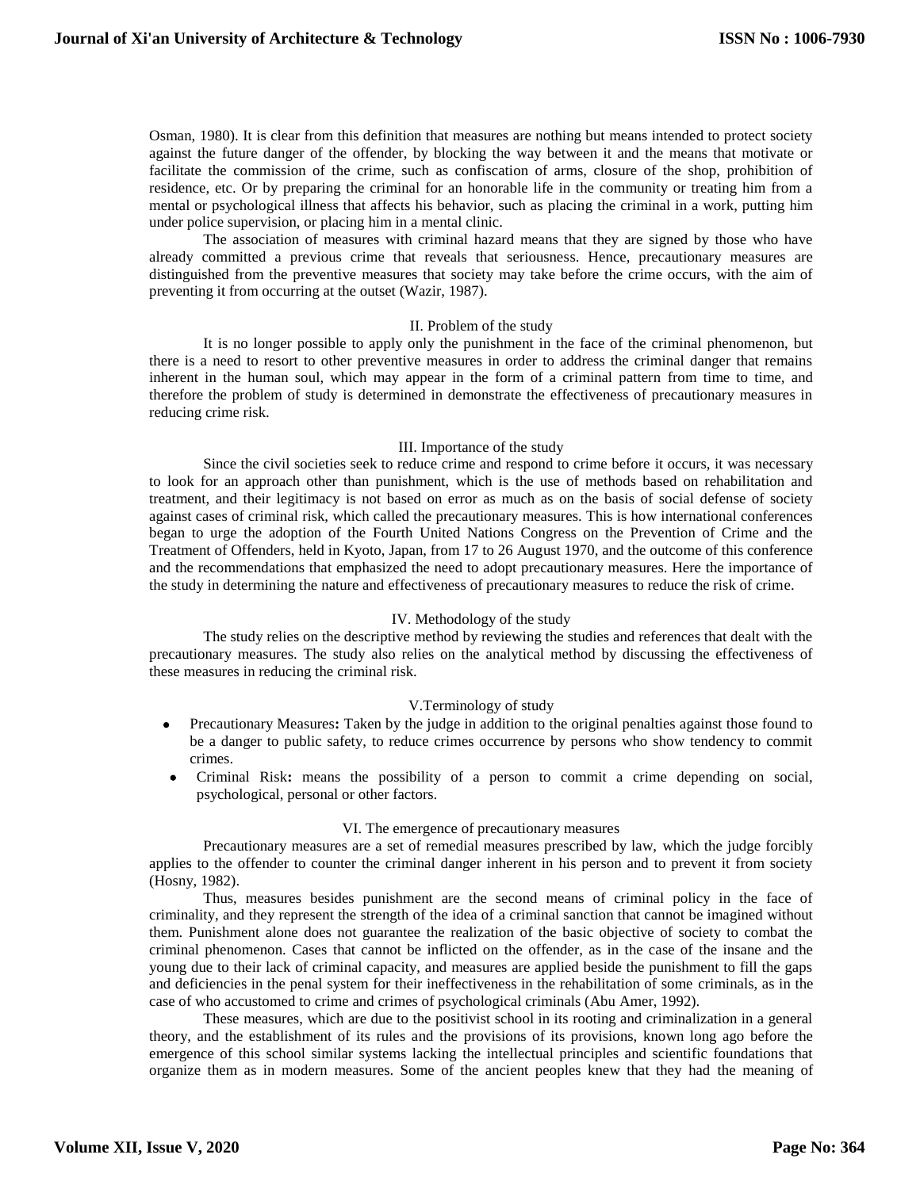Osman, 1980). It is clear from this definition that measures are nothing but means intended to protect society against the future danger of the offender, by blocking the way between it and the means that motivate or facilitate the commission of the crime, such as confiscation of arms, closure of the shop, prohibition of residence, etc. Or by preparing the criminal for an honorable life in the community or treating him from a mental or psychological illness that affects his behavior, such as placing the criminal in a work, putting him under police supervision, or placing him in a mental clinic.

The association of measures with criminal hazard means that they are signed by those who have already committed a previous crime that reveals that seriousness. Hence, precautionary measures are distinguished from the preventive measures that society may take before the crime occurs, with the aim of preventing it from occurring at the outset (Wazir, 1987).

## II. Problem of the study

It is no longer possible to apply only the punishment in the face of the criminal phenomenon, but there is a need to resort to other preventive measures in order to address the criminal danger that remains inherent in the human soul, which may appear in the form of a criminal pattern from time to time, and therefore the problem of study is determined in demonstrate the effectiveness of precautionary measures in reducing crime risk.

## III. Importance of the study

Since the civil societies seek to reduce crime and respond to crime before it occurs, it was necessary to look for an approach other than punishment, which is the use of methods based on rehabilitation and treatment, and their legitimacy is not based on error as much as on the basis of social defense of society against cases of criminal risk, which called the precautionary measures. This is how international conferences began to urge the adoption of the Fourth United Nations Congress on the Prevention of Crime and the Treatment of Offenders, held in Kyoto, Japan, from 17 to 26 August 1970, and the outcome of this conference and the recommendations that emphasized the need to adopt precautionary measures. Here the importance of the study in determining the nature and effectiveness of precautionary measures to reduce the risk of crime.

## IV. Methodology of the study

The study relies on the descriptive method by reviewing the studies and references that dealt with the precautionary measures. The study also relies on the analytical method by discussing the effectiveness of these measures in reducing the criminal risk.

## V.Terminology of study

- Precautionary Measures**:** Taken by the judge in addition to the original penalties against those found to be a danger to public safety, to reduce crimes occurrence by persons who show tendency to commit crimes.
- Criminal Risk**:** means the possibility of a person to commit a crime depending on social, psychological, personal or other factors.

## VI. The emergence of precautionary measures

Precautionary measures are a set of remedial measures prescribed by law, which the judge forcibly applies to the offender to counter the criminal danger inherent in his person and to prevent it from society (Hosny, 1982).

Thus, measures besides punishment are the second means of criminal policy in the face of criminality, and they represent the strength of the idea of a criminal sanction that cannot be imagined without them. Punishment alone does not guarantee the realization of the basic objective of society to combat the criminal phenomenon. Cases that cannot be inflicted on the offender, as in the case of the insane and the young due to their lack of criminal capacity, and measures are applied beside the punishment to fill the gaps and deficiencies in the penal system for their ineffectiveness in the rehabilitation of some criminals, as in the case of who accustomed to crime and crimes of psychological criminals (Abu Amer, 1992).

These measures, which are due to the positivist school in its rooting and criminalization in a general theory, and the establishment of its rules and the provisions of its provisions, known long ago before the emergence of this school similar systems lacking the intellectual principles and scientific foundations that organize them as in modern measures. Some of the ancient peoples knew that they had the meaning of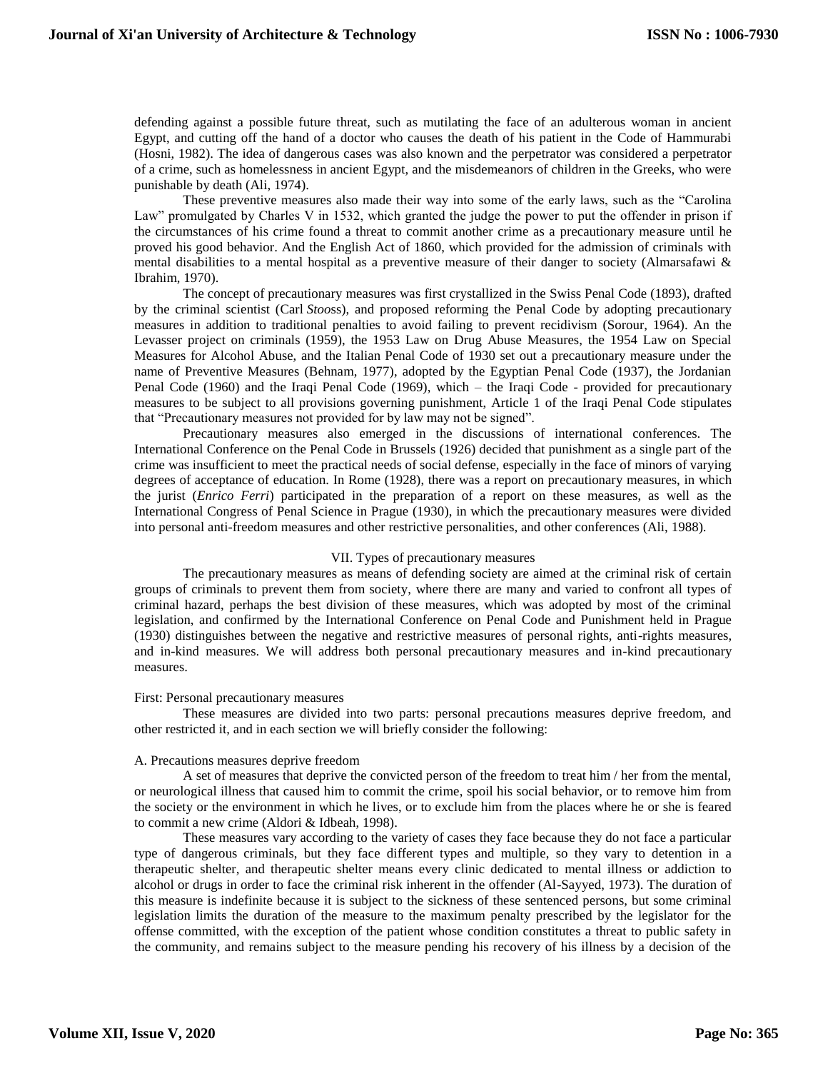defending against a possible future threat, such as mutilating the face of an adulterous woman in ancient Egypt, and cutting off the hand of a doctor who causes the death of his patient in the Code of Hammurabi (Hosni, 1982). The idea of dangerous cases was also known and the perpetrator was considered a perpetrator of a crime, such as homelessness in ancient Egypt, and the misdemeanors of children in the Greeks, who were punishable by death (Ali, 1974).

These preventive measures also made their way into some of the early laws, such as the "Carolina Law" promulgated by Charles V in 1532, which granted the judge the power to put the offender in prison if the circumstances of his crime found a threat to commit another crime as a precautionary measure until he proved his good behavior. And the English Act of 1860, which provided for the admission of criminals with mental disabilities to a mental hospital as a preventive measure of their danger to society (Almarsafawi & Ibrahim, 1970).

The concept of precautionary measures was first crystallized in the Swiss Penal Code (1893), drafted by the criminal scientist (Carl *Stoos*s), and proposed reforming the Penal Code by adopting precautionary measures in addition to traditional penalties to avoid failing to prevent recidivism (Sorour, 1964). An the Levasser project on criminals (1959), the 1953 Law on Drug Abuse Measures, the 1954 Law on Special Measures for Alcohol Abuse, and the Italian Penal Code of 1930 set out a precautionary measure under the name of Preventive Measures (Behnam, 1977), adopted by the Egyptian Penal Code (1937), the Jordanian Penal Code (1960) and the Iraqi Penal Code (1969), which – the Iraqi Code - provided for precautionary measures to be subject to all provisions governing punishment, Article 1 of the Iraqi Penal Code stipulates that "Precautionary measures not provided for by law may not be signed".

Precautionary measures also emerged in the discussions of international conferences. The International Conference on the Penal Code in Brussels (1926) decided that punishment as a single part of the crime was insufficient to meet the practical needs of social defense, especially in the face of minors of varying degrees of acceptance of education. In Rome (1928), there was a report on precautionary measures, in which the jurist (*Enrico Ferri*) participated in the preparation of a report on these measures, as well as the International Congress of Penal Science in Prague (1930), in which the precautionary measures were divided into personal anti-freedom measures and other restrictive personalities, and other conferences (Ali, 1988).

## VII. Types of precautionary measures

The precautionary measures as means of defending society are aimed at the criminal risk of certain groups of criminals to prevent them from society, where there are many and varied to confront all types of criminal hazard, perhaps the best division of these measures, which was adopted by most of the criminal legislation, and confirmed by the International Conference on Penal Code and Punishment held in Prague (1930) distinguishes between the negative and restrictive measures of personal rights, anti-rights measures, and in-kind measures. We will address both personal precautionary measures and in-kind precautionary measures.

### First: Personal precautionary measures

These measures are divided into two parts: personal precautions measures deprive freedom, and other restricted it, and in each section we will briefly consider the following:

#### A. Precautions measures deprive freedom

A set of measures that deprive the convicted person of the freedom to treat him / her from the mental, or neurological illness that caused him to commit the crime, spoil his social behavior, or to remove him from the society or the environment in which he lives, or to exclude him from the places where he or she is feared to commit a new crime (Aldori & Idbeah, 1998).

These measures vary according to the variety of cases they face because they do not face a particular type of dangerous criminals, but they face different types and multiple, so they vary to detention in a therapeutic shelter, and therapeutic shelter means every clinic dedicated to mental illness or addiction to alcohol or drugs in order to face the criminal risk inherent in the offender (Al-Sayyed, 1973). The duration of this measure is indefinite because it is subject to the sickness of these sentenced persons, but some criminal legislation limits the duration of the measure to the maximum penalty prescribed by the legislator for the offense committed, with the exception of the patient whose condition constitutes a threat to public safety in the community, and remains subject to the measure pending his recovery of his illness by a decision of the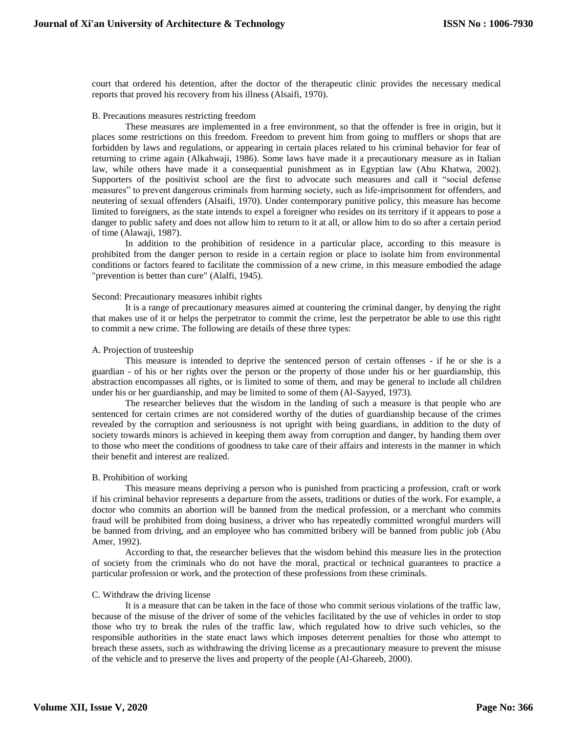court that ordered his detention, after the doctor of the therapeutic clinic provides the necessary medical reports that proved his recovery from his illness (Alsaifi, 1970).

B. Precautions measures restricting freedom

These measures are implemented in a free environment, so that the offender is free in origin, but it places some restrictions on this freedom. Freedom to prevent him from going to mufflers or shops that are forbidden by laws and regulations, or appearing in certain places related to his criminal behavior for fear of returning to crime again (Alkahwaji, 1986). Some laws have made it a precautionary measure as in Italian law, while others have made it a consequential punishment as in Egyptian law (Abu Khatwa, 2002). Supporters of the positivist school are the first to advocate such measures and call it "social defense measures" to prevent dangerous criminals from harming society, such as life-imprisonment for offenders, and neutering of sexual offenders (Alsaifi, 1970). Under contemporary punitive policy, this measure has become limited to foreigners, as the state intends to expel a foreigner who resides on its territory if it appears to pose a danger to public safety and does not allow him to return to it at all, or allow him to do so after a certain period of time (Alawaji, 1987).

In addition to the prohibition of residence in a particular place, according to this measure is prohibited from the danger person to reside in a certain region or place to isolate him from environmental conditions or factors feared to facilitate the commission of a new crime, in this measure embodied the adage "prevention is better than cure" (Alalfi, 1945).

Second: Precautionary measures inhibit rights

It is a range of precautionary measures aimed at countering the criminal danger, by denying the right that makes use of it or helps the perpetrator to commit the crime, lest the perpetrator be able to use this right to commit a new crime. The following are details of these three types:

A. Projection of trusteeship

This measure is intended to deprive the sentenced person of certain offenses - if he or she is a guardian - of his or her rights over the person or the property of those under his or her guardianship, this abstraction encompasses all rights, or is limited to some of them, and may be general to include all children under his or her guardianship, and may be limited to some of them (Al-Sayyed, 1973).

The researcher believes that the wisdom in the landing of such a measure is that people who are sentenced for certain crimes are not considered worthy of the duties of guardianship because of the crimes revealed by the corruption and seriousness is not upright with being guardians, in addition to the duty of society towards minors is achieved in keeping them away from corruption and danger, by handing them over to those who meet the conditions of goodness to take care of their affairs and interests in the manner in which their benefit and interest are realized.

B. Prohibition of working

This measure means depriving a person who is punished from practicing a profession, craft or work if his criminal behavior represents a departure from the assets, traditions or duties of the work. For example, a doctor who commits an abortion will be banned from the medical profession, or a merchant who commits fraud will be prohibited from doing business, a driver who has repeatedly committed wrongful murders will be banned from driving, and an employee who has committed bribery will be banned from public job (Abu Amer, 1992).

According to that, the researcher believes that the wisdom behind this measure lies in the protection of society from the criminals who do not have the moral, practical or technical guarantees to practice a particular profession or work, and the protection of these professions from these criminals.

C. Withdraw the driving license

It is a measure that can be taken in the face of those who commit serious violations of the traffic law, because of the misuse of the driver of some of the vehicles facilitated by the use of vehicles in order to stop those who try to break the rules of the traffic law, which regulated how to drive such vehicles, so the responsible authorities in the state enact laws which imposes deterrent penalties for those who attempt to breach these assets, such as withdrawing the driving license as a precautionary measure to prevent the misuse of the vehicle and to preserve the lives and property of the people (Al-Ghareeb, 2000).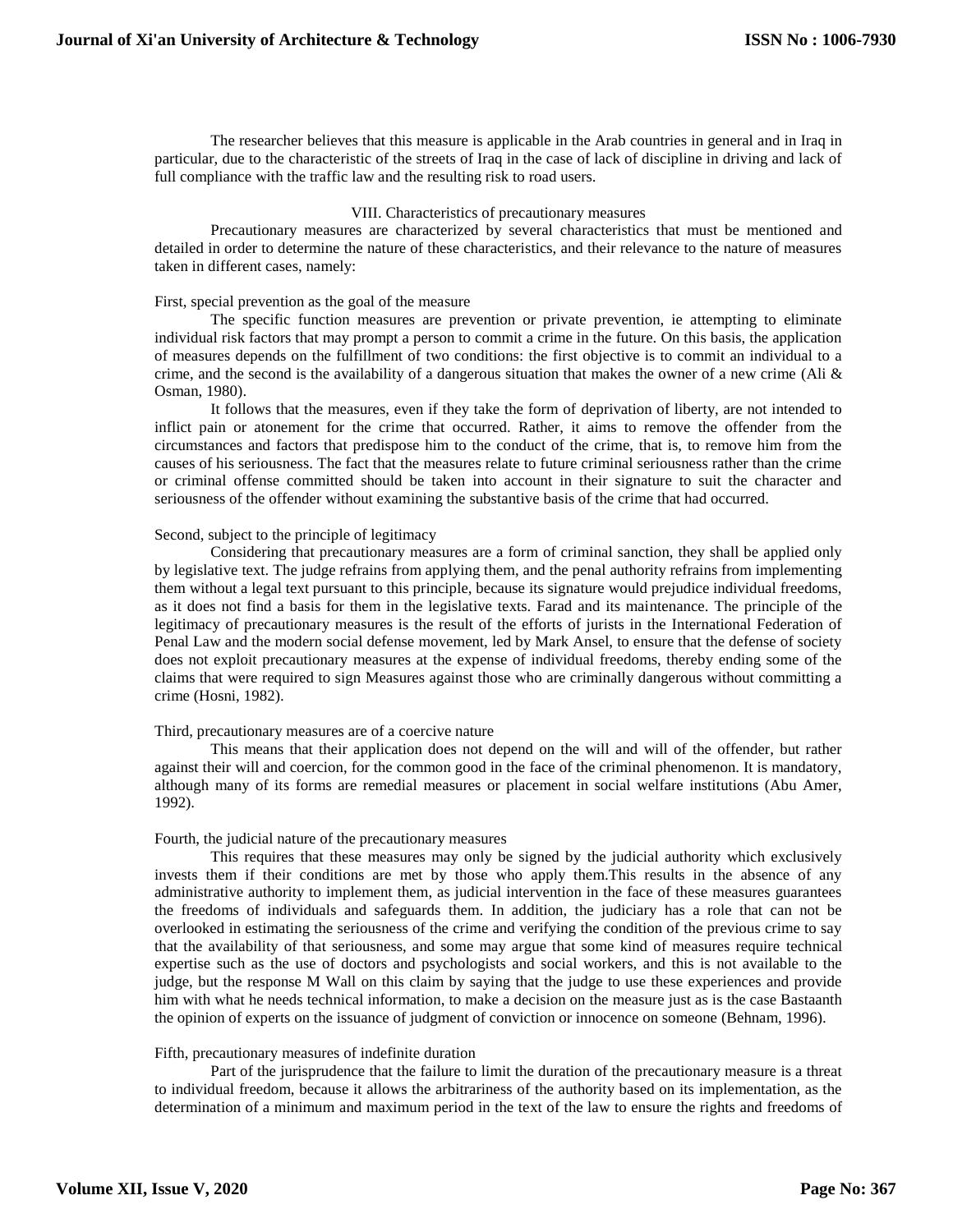The researcher believes that this measure is applicable in the Arab countries in general and in Iraq in particular, due to the characteristic of the streets of Iraq in the case of lack of discipline in driving and lack of full compliance with the traffic law and the resulting risk to road users.

## VIII. Characteristics of precautionary measures

Precautionary measures are characterized by several characteristics that must be mentioned and detailed in order to determine the nature of these characteristics, and their relevance to the nature of measures taken in different cases, namely:

### First, special prevention as the goal of the measure

The specific function measures are prevention or private prevention, ie attempting to eliminate individual risk factors that may prompt a person to commit a crime in the future. On this basis, the application of measures depends on the fulfillment of two conditions: the first objective is to commit an individual to a crime, and the second is the availability of a dangerous situation that makes the owner of a new crime (Ali & Osman, 1980).

It follows that the measures, even if they take the form of deprivation of liberty, are not intended to inflict pain or atonement for the crime that occurred. Rather, it aims to remove the offender from the circumstances and factors that predispose him to the conduct of the crime, that is, to remove him from the causes of his seriousness. The fact that the measures relate to future criminal seriousness rather than the crime or criminal offense committed should be taken into account in their signature to suit the character and seriousness of the offender without examining the substantive basis of the crime that had occurred.

### Second, subject to the principle of legitimacy

Considering that precautionary measures are a form of criminal sanction, they shall be applied only by legislative text. The judge refrains from applying them, and the penal authority refrains from implementing them without a legal text pursuant to this principle, because its signature would prejudice individual freedoms, as it does not find a basis for them in the legislative texts. Farad and its maintenance. The principle of the legitimacy of precautionary measures is the result of the efforts of jurists in the International Federation of Penal Law and the modern social defense movement, led by Mark Ansel, to ensure that the defense of society does not exploit precautionary measures at the expense of individual freedoms, thereby ending some of the claims that were required to sign Measures against those who are criminally dangerous without committing a crime (Hosni, 1982).

### Third, precautionary measures are of a coercive nature

This means that their application does not depend on the will and will of the offender, but rather against their will and coercion, for the common good in the face of the criminal phenomenon. It is mandatory, although many of its forms are remedial measures or placement in social welfare institutions (Abu Amer, 1992).

### Fourth, the judicial nature of the precautionary measures

This requires that these measures may only be signed by the judicial authority which exclusively invests them if their conditions are met by those who apply them.This results in the absence of any administrative authority to implement them, as judicial intervention in the face of these measures guarantees the freedoms of individuals and safeguards them. In addition, the judiciary has a role that can not be overlooked in estimating the seriousness of the crime and verifying the condition of the previous crime to say that the availability of that seriousness, and some may argue that some kind of measures require technical expertise such as the use of doctors and psychologists and social workers, and this is not available to the judge, but the response M Wall on this claim by saying that the judge to use these experiences and provide him with what he needs technical information, to make a decision on the measure just as is the case Bastaanth the opinion of experts on the issuance of judgment of conviction or innocence on someone (Behnam, 1996).

### Fifth, precautionary measures of indefinite duration

Part of the jurisprudence that the failure to limit the duration of the precautionary measure is a threat to individual freedom, because it allows the arbitrariness of the authority based on its implementation, as the determination of a minimum and maximum period in the text of the law to ensure the rights and freedoms of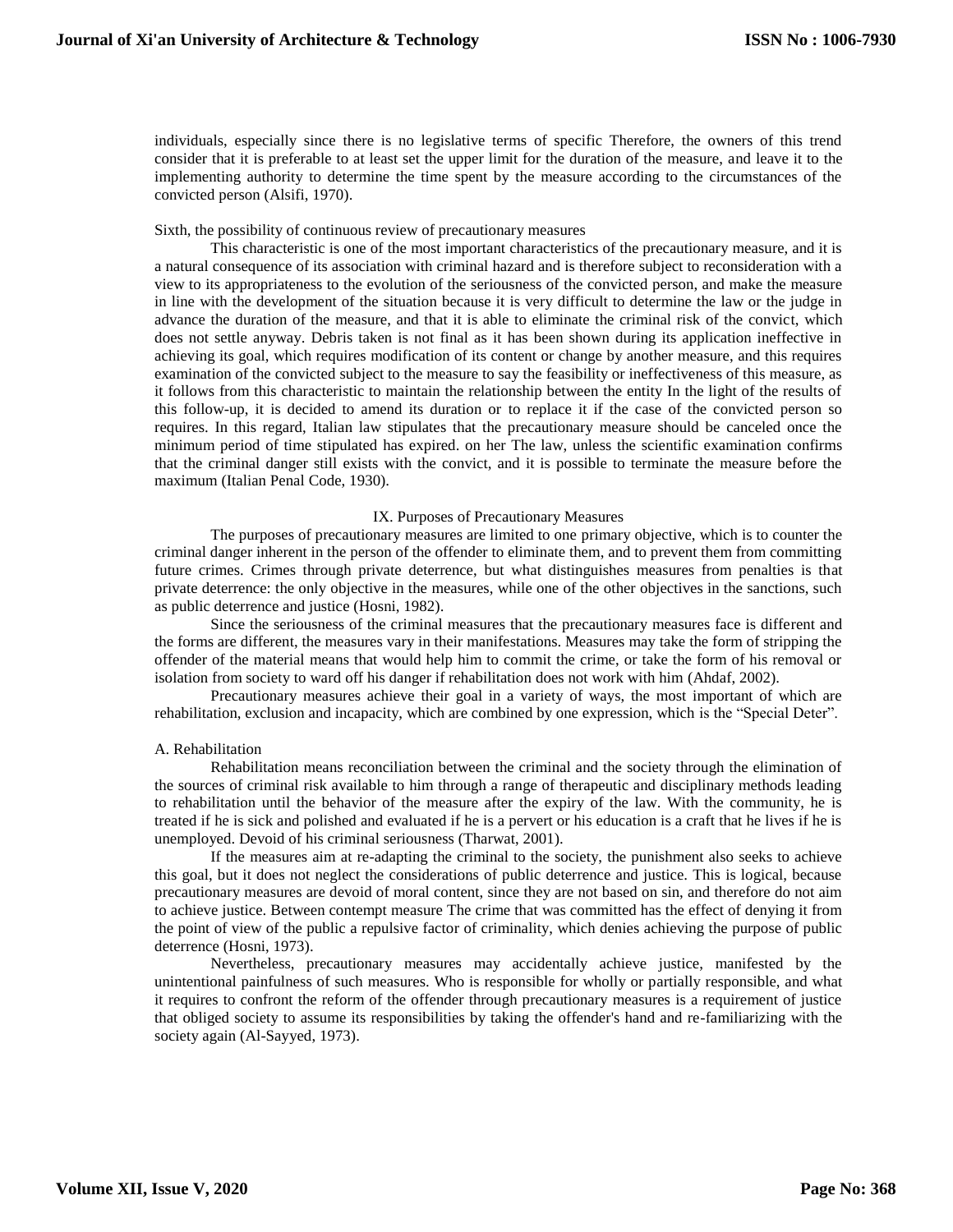individuals, especially since there is no legislative terms of specific Therefore, the owners of this trend consider that it is preferable to at least set the upper limit for the duration of the measure, and leave it to the implementing authority to determine the time spent by the measure according to the circumstances of the convicted person (Alsifi, 1970).

Sixth, the possibility of continuous review of precautionary measures

This characteristic is one of the most important characteristics of the precautionary measure, and it is a natural consequence of its association with criminal hazard and is therefore subject to reconsideration with a view to its appropriateness to the evolution of the seriousness of the convicted person, and make the measure in line with the development of the situation because it is very difficult to determine the law or the judge in advance the duration of the measure, and that it is able to eliminate the criminal risk of the convict, which does not settle anyway. Debris taken is not final as it has been shown during its application ineffective in achieving its goal, which requires modification of its content or change by another measure, and this requires examination of the convicted subject to the measure to say the feasibility or ineffectiveness of this measure, as it follows from this characteristic to maintain the relationship between the entity In the light of the results of this follow-up, it is decided to amend its duration or to replace it if the case of the convicted person so requires. In this regard, Italian law stipulates that the precautionary measure should be canceled once the minimum period of time stipulated has expired. on her The law, unless the scientific examination confirms that the criminal danger still exists with the convict, and it is possible to terminate the measure before the maximum (Italian Penal Code, 1930).

## IX. Purposes of Precautionary Measures

The purposes of precautionary measures are limited to one primary objective, which is to counter the criminal danger inherent in the person of the offender to eliminate them, and to prevent them from committing future crimes. Crimes through private deterrence, but what distinguishes measures from penalties is that private deterrence: the only objective in the measures, while one of the other objectives in the sanctions, such as public deterrence and justice (Hosni, 1982).

Since the seriousness of the criminal measures that the precautionary measures face is different and the forms are different, the measures vary in their manifestations. Measures may take the form of stripping the offender of the material means that would help him to commit the crime, or take the form of his removal or isolation from society to ward off his danger if rehabilitation does not work with him (Ahdaf, 2002).

Precautionary measures achieve their goal in a variety of ways, the most important of which are rehabilitation, exclusion and incapacity, which are combined by one expression, which is the "Special Deter".

### A. Rehabilitation

Rehabilitation means reconciliation between the criminal and the society through the elimination of the sources of criminal risk available to him through a range of therapeutic and disciplinary methods leading to rehabilitation until the behavior of the measure after the expiry of the law. With the community, he is treated if he is sick and polished and evaluated if he is a pervert or his education is a craft that he lives if he is unemployed. Devoid of his criminal seriousness (Tharwat, 2001).

If the measures aim at re-adapting the criminal to the society, the punishment also seeks to achieve this goal, but it does not neglect the considerations of public deterrence and justice. This is logical, because precautionary measures are devoid of moral content, since they are not based on sin, and therefore do not aim to achieve justice. Between contempt measure The crime that was committed has the effect of denying it from the point of view of the public a repulsive factor of criminality, which denies achieving the purpose of public deterrence (Hosni, 1973).

Nevertheless, precautionary measures may accidentally achieve justice, manifested by the unintentional painfulness of such measures. Who is responsible for wholly or partially responsible, and what it requires to confront the reform of the offender through precautionary measures is a requirement of justice that obliged society to assume its responsibilities by taking the offender's hand and re-familiarizing with the society again (Al-Sayyed, 1973).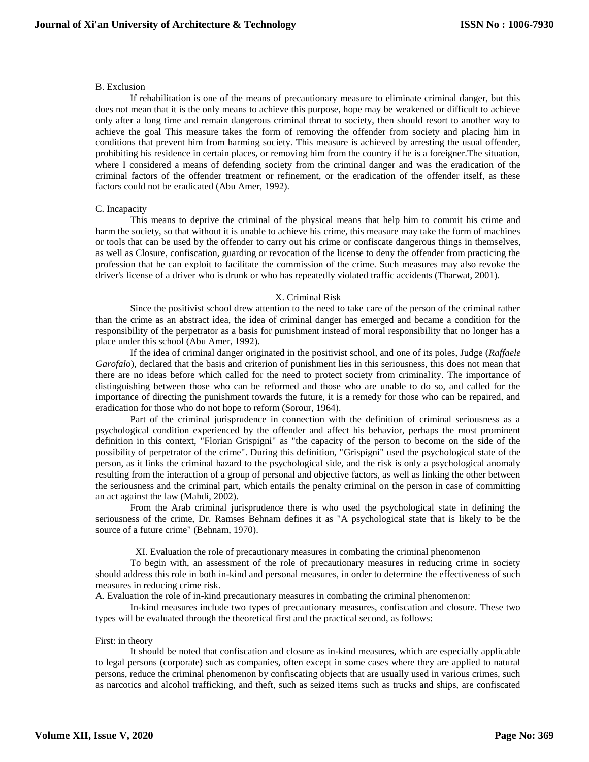### B. Exclusion

If rehabilitation is one of the means of precautionary measure to eliminate criminal danger, but this does not mean that it is the only means to achieve this purpose, hope may be weakened or difficult to achieve only after a long time and remain dangerous criminal threat to society, then should resort to another way to achieve the goal This measure takes the form of removing the offender from society and placing him in conditions that prevent him from harming society. This measure is achieved by arresting the usual offender, prohibiting his residence in certain places, or removing him from the country if he is a foreigner.The situation, where I considered a means of defending society from the criminal danger and was the eradication of the criminal factors of the offender treatment or refinement, or the eradication of the offender itself, as these factors could not be eradicated (Abu Amer, 1992).

### C. Incapacity

This means to deprive the criminal of the physical means that help him to commit his crime and harm the society, so that without it is unable to achieve his crime, this measure may take the form of machines or tools that can be used by the offender to carry out his crime or confiscate dangerous things in themselves, as well as Closure, confiscation, guarding or revocation of the license to deny the offender from practicing the profession that he can exploit to facilitate the commission of the crime. Such measures may also revoke the driver's license of a driver who is drunk or who has repeatedly violated traffic accidents (Tharwat, 2001).

## X. Criminal Risk

Since the positivist school drew attention to the need to take care of the person of the criminal rather than the crime as an abstract idea, the idea of criminal danger has emerged and became a condition for the responsibility of the perpetrator as a basis for punishment instead of moral responsibility that no longer has a place under this school (Abu Amer, 1992).

If the idea of criminal danger originated in the positivist school, and one of its poles, Judge (*Raffaele Garofalo*), declared that the basis and criterion of punishment lies in this seriousness, this does not mean that there are no ideas before which called for the need to protect society from criminality. The importance of distinguishing between those who can be reformed and those who are unable to do so, and called for the importance of directing the punishment towards the future, it is a remedy for those who can be repaired, and eradication for those who do not hope to reform (Sorour, 1964).

Part of the criminal jurisprudence in connection with the definition of criminal seriousness as a psychological condition experienced by the offender and affect his behavior, perhaps the most prominent definition in this context, "Florian Grispigni" as "the capacity of the person to become on the side of the possibility of perpetrator of the crime". During this definition, "Grispigni" used the psychological state of the person, as it links the criminal hazard to the psychological side, and the risk is only a psychological anomaly resulting from the interaction of a group of personal and objective factors, as well as linking the other between the seriousness and the criminal part, which entails the penalty criminal on the person in case of committing an act against the law (Mahdi, 2002).

From the Arab criminal jurisprudence there is who used the psychological state in defining the seriousness of the crime, Dr. Ramses Behnam defines it as "A psychological state that is likely to be the source of a future crime" (Behnam, 1970).

## XI. Evaluation the role of precautionary measures in combating the criminal phenomenon

To begin with, an assessment of the role of precautionary measures in reducing crime in society should address this role in both in-kind and personal measures, in order to determine the effectiveness of such measures in reducing crime risk.

### A. Evaluation the role of in-kind precautionary measures in combating the criminal phenomenon:

In-kind measures include two types of precautionary measures, confiscation and closure. These two types will be evaluated through the theoretical first and the practical second, as follows:

#### First: in theory

It should be noted that confiscation and closure as in-kind measures, which are especially applicable to legal persons (corporate) such as companies, often except in some cases where they are applied to natural persons, reduce the criminal phenomenon by confiscating objects that are usually used in various crimes, such as narcotics and alcohol trafficking, and theft, such as seized items such as trucks and ships, are confiscated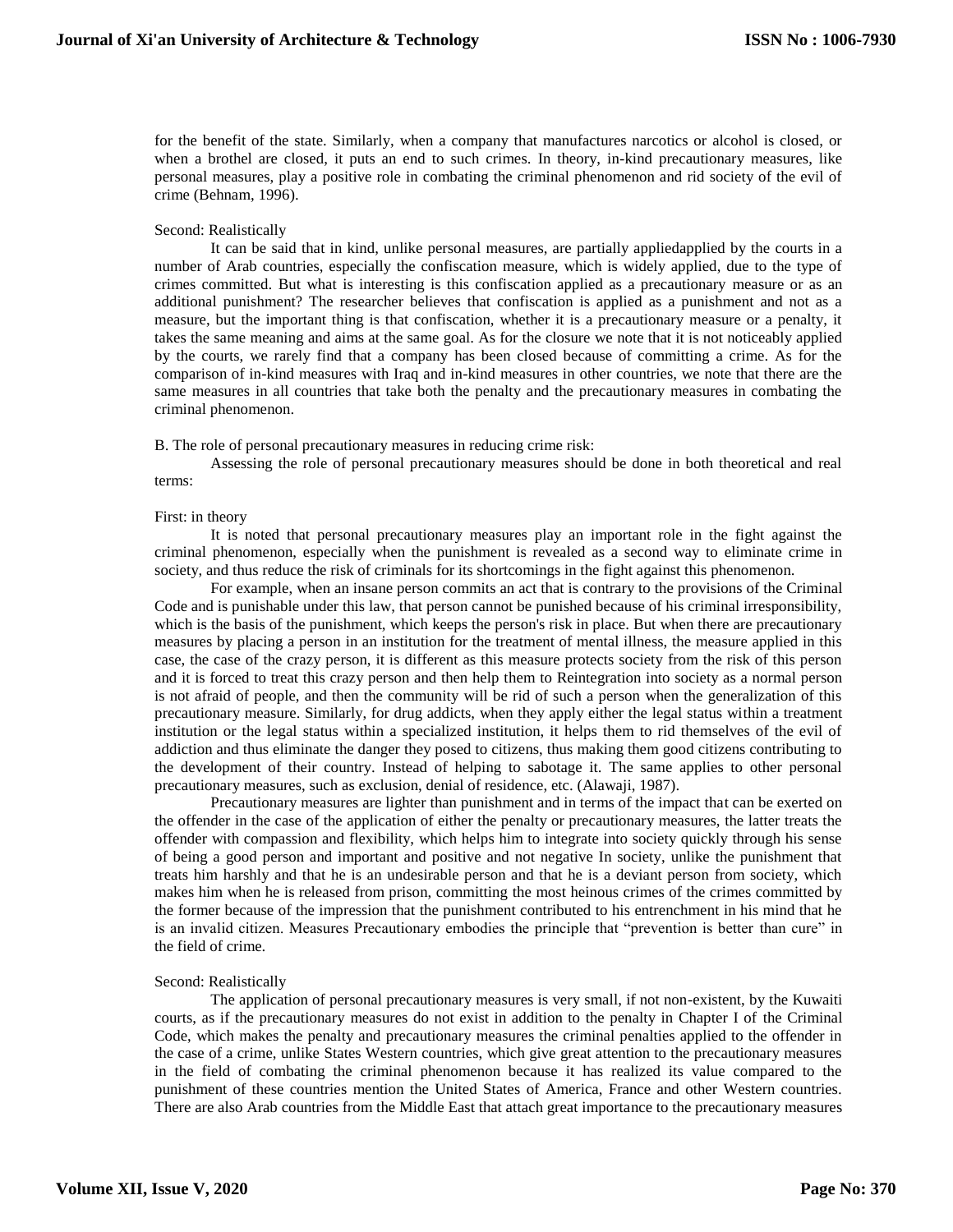for the benefit of the state. Similarly, when a company that manufactures narcotics or alcohol is closed, or when a brothel are closed, it puts an end to such crimes. In theory, in-kind precautionary measures, like personal measures, play a positive role in combating the criminal phenomenon and rid society of the evil of crime (Behnam, 1996).

Second: Realistically

It can be said that in kind, unlike personal measures, are partially appliedapplied by the courts in a number of Arab countries, especially the confiscation measure, which is widely applied, due to the type of crimes committed. But what is interesting is this confiscation applied as a precautionary measure or as an additional punishment? The researcher believes that confiscation is applied as a punishment and not as a measure, but the important thing is that confiscation, whether it is a precautionary measure or a penalty, it takes the same meaning and aims at the same goal. As for the closure we note that it is not noticeably applied by the courts, we rarely find that a company has been closed because of committing a crime. As for the comparison of in-kind measures with Iraq and in-kind measures in other countries, we note that there are the same measures in all countries that take both the penalty and the precautionary measures in combating the criminal phenomenon.

B. The role of personal precautionary measures in reducing crime risk:

Assessing the role of personal precautionary measures should be done in both theoretical and real terms:

First: in theory

It is noted that personal precautionary measures play an important role in the fight against the criminal phenomenon, especially when the punishment is revealed as a second way to eliminate crime in society, and thus reduce the risk of criminals for its shortcomings in the fight against this phenomenon.

For example, when an insane person commits an act that is contrary to the provisions of the Criminal Code and is punishable under this law, that person cannot be punished because of his criminal irresponsibility, which is the basis of the punishment, which keeps the person's risk in place. But when there are precautionary measures by placing a person in an institution for the treatment of mental illness, the measure applied in this case, the case of the crazy person, it is different as this measure protects society from the risk of this person and it is forced to treat this crazy person and then help them to Reintegration into society as a normal person is not afraid of people, and then the community will be rid of such a person when the generalization of this precautionary measure. Similarly, for drug addicts, when they apply either the legal status within a treatment institution or the legal status within a specialized institution, it helps them to rid themselves of the evil of addiction and thus eliminate the danger they posed to citizens, thus making them good citizens contributing to the development of their country. Instead of helping to sabotage it. The same applies to other personal precautionary measures, such as exclusion, denial of residence, etc. (Alawaji, 1987).

Precautionary measures are lighter than punishment and in terms of the impact that can be exerted on the offender in the case of the application of either the penalty or precautionary measures, the latter treats the offender with compassion and flexibility, which helps him to integrate into society quickly through his sense of being a good person and important and positive and not negative In society, unlike the punishment that treats him harshly and that he is an undesirable person and that he is a deviant person from society, which makes him when he is released from prison, committing the most heinous crimes of the crimes committed by the former because of the impression that the punishment contributed to his entrenchment in his mind that he is an invalid citizen. Measures Precautionary embodies the principle that "prevention is better than cure" in the field of crime.

Second: Realistically

The application of personal precautionary measures is very small, if not non-existent, by the Kuwaiti courts, as if the precautionary measures do not exist in addition to the penalty in Chapter I of the Criminal Code, which makes the penalty and precautionary measures the criminal penalties applied to the offender in the case of a crime, unlike States Western countries, which give great attention to the precautionary measures in the field of combating the criminal phenomenon because it has realized its value compared to the punishment of these countries mention the United States of America, France and other Western countries. There are also Arab countries from the Middle East that attach great importance to the precautionary measures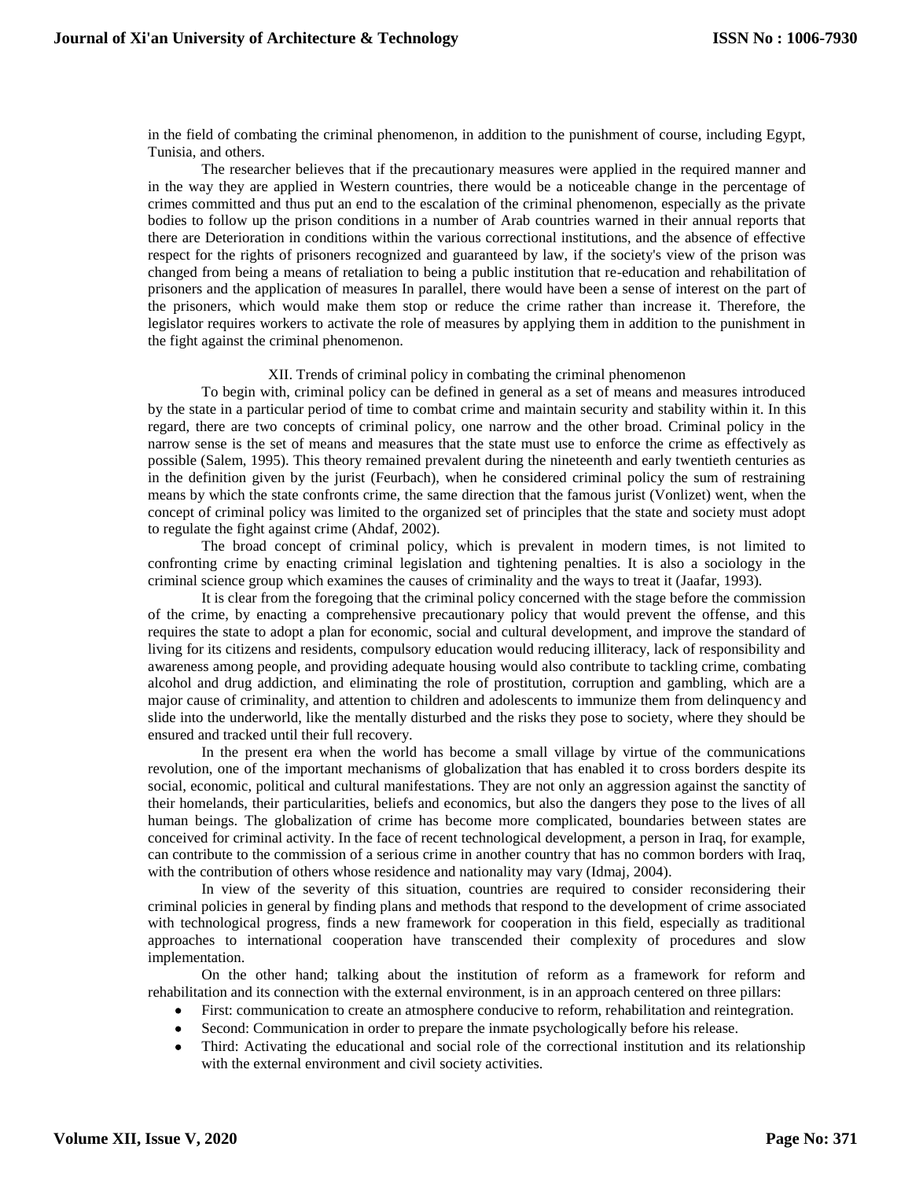in the field of combating the criminal phenomenon, in addition to the punishment of course, including Egypt, Tunisia, and others.

The researcher believes that if the precautionary measures were applied in the required manner and in the way they are applied in Western countries, there would be a noticeable change in the percentage of crimes committed and thus put an end to the escalation of the criminal phenomenon, especially as the private bodies to follow up the prison conditions in a number of Arab countries warned in their annual reports that there are Deterioration in conditions within the various correctional institutions, and the absence of effective respect for the rights of prisoners recognized and guaranteed by law, if the society's view of the prison was changed from being a means of retaliation to being a public institution that re-education and rehabilitation of prisoners and the application of measures In parallel, there would have been a sense of interest on the part of the prisoners, which would make them stop or reduce the crime rather than increase it. Therefore, the legislator requires workers to activate the role of measures by applying them in addition to the punishment in the fight against the criminal phenomenon.

## XII. Trends of criminal policy in combating the criminal phenomenon

To begin with, criminal policy can be defined in general as a set of means and measures introduced by the state in a particular period of time to combat crime and maintain security and stability within it. In this regard, there are two concepts of criminal policy, one narrow and the other broad. Criminal policy in the narrow sense is the set of means and measures that the state must use to enforce the crime as effectively as possible (Salem, 1995). This theory remained prevalent during the nineteenth and early twentieth centuries as in the definition given by the jurist (Feurbach), when he considered criminal policy the sum of restraining means by which the state confronts crime, the same direction that the famous jurist (Vonlizet) went, when the concept of criminal policy was limited to the organized set of principles that the state and society must adopt to regulate the fight against crime (Ahdaf, 2002).

The broad concept of criminal policy, which is prevalent in modern times, is not limited to confronting crime by enacting criminal legislation and tightening penalties. It is also a sociology in the criminal science group which examines the causes of criminality and the ways to treat it (Jaafar, 1993).

It is clear from the foregoing that the criminal policy concerned with the stage before the commission of the crime, by enacting a comprehensive precautionary policy that would prevent the offense, and this requires the state to adopt a plan for economic, social and cultural development, and improve the standard of living for its citizens and residents, compulsory education would reducing illiteracy, lack of responsibility and awareness among people, and providing adequate housing would also contribute to tackling crime, combating alcohol and drug addiction, and eliminating the role of prostitution, corruption and gambling, which are a major cause of criminality, and attention to children and adolescents to immunize them from delinquency and slide into the underworld, like the mentally disturbed and the risks they pose to society, where they should be ensured and tracked until their full recovery.

In the present era when the world has become a small village by virtue of the communications revolution, one of the important mechanisms of globalization that has enabled it to cross borders despite its social, economic, political and cultural manifestations. They are not only an aggression against the sanctity of their homelands, their particularities, beliefs and economics, but also the dangers they pose to the lives of all human beings. The globalization of crime has become more complicated, boundaries between states are conceived for criminal activity. In the face of recent technological development, a person in Iraq, for example, can contribute to the commission of a serious crime in another country that has no common borders with Iraq, with the contribution of others whose residence and nationality may vary (Idmaj, 2004).

In view of the severity of this situation, countries are required to consider reconsidering their criminal policies in general by finding plans and methods that respond to the development of crime associated with technological progress, finds a new framework for cooperation in this field, especially as traditional approaches to international cooperation have transcended their complexity of procedures and slow implementation.

On the other hand; talking about the institution of reform as a framework for reform and rehabilitation and its connection with the external environment, is in an approach centered on three pillars:

- First: communication to create an atmosphere conducive to reform, rehabilitation and reintegration.
- Second: Communication in order to prepare the inmate psychologically before his release.
- Third: Activating the educational and social role of the correctional institution and its relationship with the external environment and civil society activities.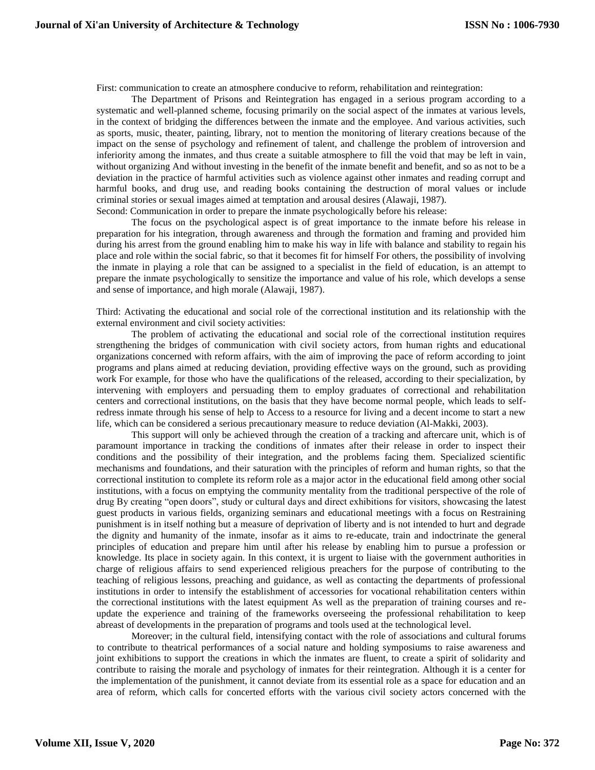First: communication to create an atmosphere conducive to reform, rehabilitation and reintegration:

The Department of Prisons and Reintegration has engaged in a serious program according to a systematic and well-planned scheme, focusing primarily on the social aspect of the inmates at various levels, in the context of bridging the differences between the inmate and the employee. And various activities, such as sports, music, theater, painting, library, not to mention the monitoring of literary creations because of the impact on the sense of psychology and refinement of talent, and challenge the problem of introversion and inferiority among the inmates, and thus create a suitable atmosphere to fill the void that may be left in vain, without organizing And without investing in the benefit of the inmate benefit and benefit, and so as not to be a deviation in the practice of harmful activities such as violence against other inmates and reading corrupt and harmful books, and drug use, and reading books containing the destruction of moral values or include criminal stories or sexual images aimed at temptation and arousal desires (Alawaji, 1987).

Second: Communication in order to prepare the inmate psychologically before his release:

The focus on the psychological aspect is of great importance to the inmate before his release in preparation for his integration, through awareness and through the formation and framing and provided him during his arrest from the ground enabling him to make his way in life with balance and stability to regain his place and role within the social fabric, so that it becomes fit for himself For others, the possibility of involving the inmate in playing a role that can be assigned to a specialist in the field of education, is an attempt to prepare the inmate psychologically to sensitize the importance and value of his role, which develops a sense and sense of importance, and high morale (Alawaji, 1987).

Third: Activating the educational and social role of the correctional institution and its relationship with the external environment and civil society activities:

The problem of activating the educational and social role of the correctional institution requires strengthening the bridges of communication with civil society actors, from human rights and educational organizations concerned with reform affairs, with the aim of improving the pace of reform according to joint programs and plans aimed at reducing deviation, providing effective ways on the ground, such as providing work For example, for those who have the qualifications of the released, according to their specialization, by intervening with employers and persuading them to employ graduates of correctional and rehabilitation centers and correctional institutions, on the basis that they have become normal people, which leads to self-redress inmate through his sense of help to Access to a resource for living and a decent income to start a new life, which can be considered a serious precautionary measure to reduce deviation (Al-Makki, 2003).

This support will only be achieved through the creation of a tracking and aftercare unit, which is of paramount importance in tracking the conditions of inmates after their release in order to inspect their conditions and the possibility of their integration, and the problems facing them. Specialized scientific mechanisms and foundations, and their saturation with the principles of reform and human rights, so that the correctional institution to complete its reform role as a major actor in the educational field among other social institutions, with a focus on emptying the community mentality from the traditional perspective of the role of drug By creating "open doors", study or cultural days and direct exhibitions for visitors, showcasing the latest guest products in various fields, organizing seminars and educational meetings with a focus on Restraining punishment is in itself nothing but a measure of deprivation of liberty and is not intended to hurt and degrade the dignity and humanity of the inmate, insofar as it aims to re-educate, train and indoctrinate the general principles of education and prepare him until after his release by enabling him to pursue a profession or knowledge. Its place in society again. In this context, it is urgent to liaise with the government authorities in charge of religious affairs to send experienced religious preachers for the purpose of contributing to the teaching of religious lessons, preaching and guidance, as well as contacting the departments of professional institutions in order to intensify the establishment of accessories for vocational rehabilitation centers within the correctional institutions with the latest equipment As well as the preparation of training courses and re-update the experience and training of the frameworks overseeing the professional rehabilitation to keep abreast of developments in the preparation of programs and tools used at the technological level.

Moreover; in the cultural field, intensifying contact with the role of associations and cultural forums to contribute to theatrical performances of a social nature and holding symposiums to raise awareness and joint exhibitions to support the creations in which the inmates are fluent, to create a spirit of solidarity and contribute to raising the morale and psychology of inmates for their reintegration. Although it is a center for the implementation of the punishment, it cannot deviate from its essential role as a space for education and an area of reform, which calls for concerted efforts with the various civil society actors concerned with the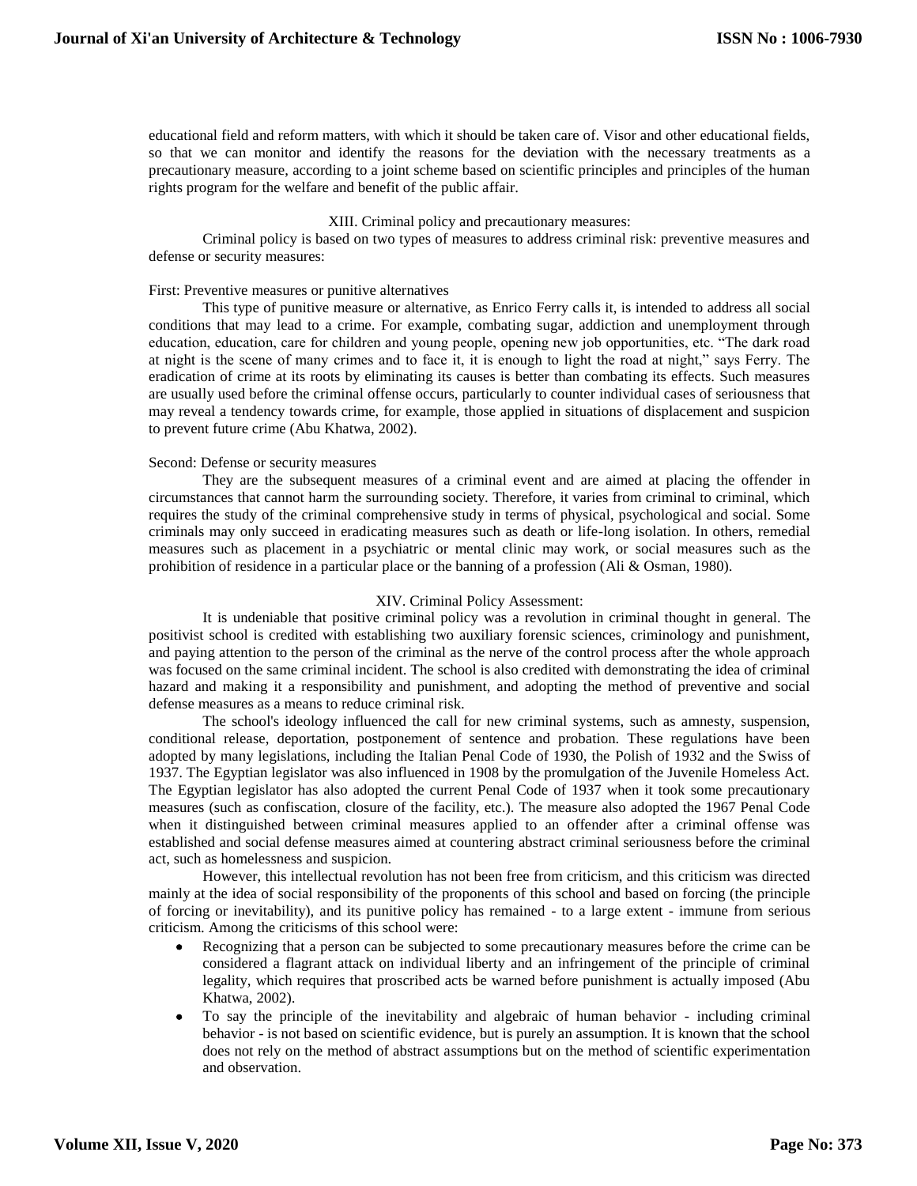educational field and reform matters, with which it should be taken care of. Visor and other educational fields, so that we can monitor and identify the reasons for the deviation with the necessary treatments as a precautionary measure, according to a joint scheme based on scientific principles and principles of the human rights program for the welfare and benefit of the public affair.

## XIII. Criminal policy and precautionary measures:

Criminal policy is based on two types of measures to address criminal risk: preventive measures and defense or security measures:

### First: Preventive measures or punitive alternatives

This type of punitive measure or alternative, as Enrico Ferry calls it, is intended to address all social conditions that may lead to a crime. For example, combating sugar, addiction and unemployment through education, education, care for children and young people, opening new job opportunities, etc. "The dark road at night is the scene of many crimes and to face it, it is enough to light the road at night," says Ferry. The eradication of crime at its roots by eliminating its causes is better than combating its effects. Such measures are usually used before the criminal offense occurs, particularly to counter individual cases of seriousness that may reveal a tendency towards crime, for example, those applied in situations of displacement and suspicion to prevent future crime (Abu Khatwa, 2002).

### Second: Defense or security measures

They are the subsequent measures of a criminal event and are aimed at placing the offender in circumstances that cannot harm the surrounding society. Therefore, it varies from criminal to criminal, which requires the study of the criminal comprehensive study in terms of physical, psychological and social. Some criminals may only succeed in eradicating measures such as death or life-long isolation. In others, remedial measures such as placement in a psychiatric or mental clinic may work, or social measures such as the prohibition of residence in a particular place or the banning of a profession (Ali & Osman, 1980).

## XIV. Criminal Policy Assessment:

It is undeniable that positive criminal policy was a revolution in criminal thought in general. The positivist school is credited with establishing two auxiliary forensic sciences, criminology and punishment, and paying attention to the person of the criminal as the nerve of the control process after the whole approach was focused on the same criminal incident. The school is also credited with demonstrating the idea of criminal hazard and making it a responsibility and punishment, and adopting the method of preventive and social defense measures as a means to reduce criminal risk.

The school's ideology influenced the call for new criminal systems, such as amnesty, suspension, conditional release, deportation, postponement of sentence and probation. These regulations have been adopted by many legislations, including the Italian Penal Code of 1930, the Polish of 1932 and the Swiss of 1937. The Egyptian legislator was also influenced in 1908 by the promulgation of the Juvenile Homeless Act. The Egyptian legislator has also adopted the current Penal Code of 1937 when it took some precautionary measures (such as confiscation, closure of the facility, etc.). The measure also adopted the 1967 Penal Code when it distinguished between criminal measures applied to an offender after a criminal offense was established and social defense measures aimed at countering abstract criminal seriousness before the criminal act, such as homelessness and suspicion.

However, this intellectual revolution has not been free from criticism, and this criticism was directed mainly at the idea of social responsibility of the proponents of this school and based on forcing (the principle of forcing or inevitability), and its punitive policy has remained - to a large extent - immune from serious criticism. Among the criticisms of this school were:

- Recognizing that a person can be subjected to some precautionary measures before the crime can be considered a flagrant attack on individual liberty and an infringement of the principle of criminal legality, which requires that proscribed acts be warned before punishment is actually imposed (Abu Khatwa, 2002).
- To say the principle of the inevitability and algebraic of human behavior - including criminal behavior - is not based on scientific evidence, but is purely an assumption. It is known that the school does not rely on the method of abstract assumptions but on the method of scientific experimentation and observation.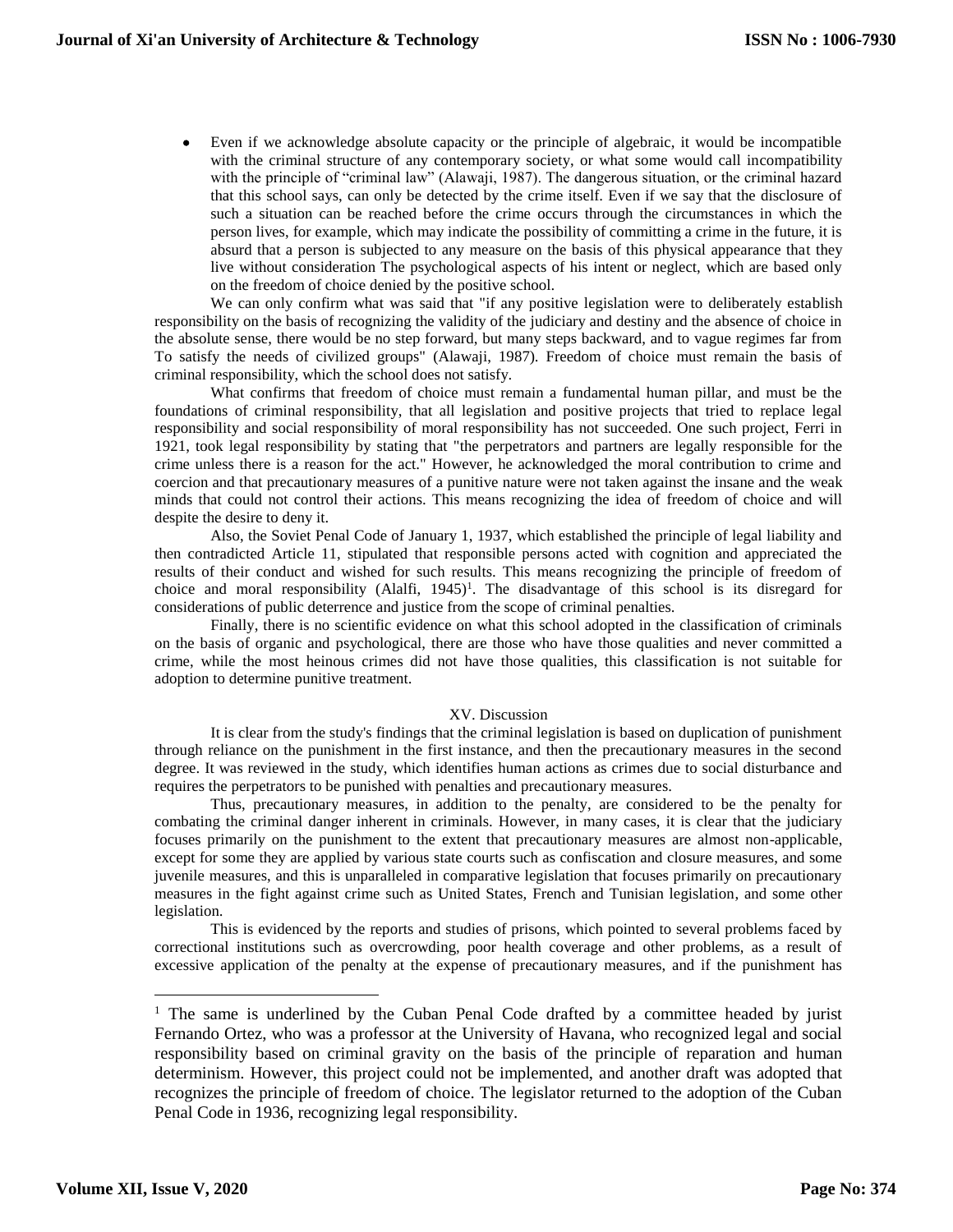- Even if we acknowledge absolute capacity or the principle of algebraic, it would be incompatible with the criminal structure of any contemporary society, or what some would call incompatibility with the principle of "criminal law" (Alawaji, 1987). The dangerous situation, or the criminal hazard that this school says, can only be detected by the crime itself. Even if we say that the disclosure of such a situation can be reached before the crime occurs through the circumstances in which the person lives, for example, which may indicate the possibility of committing a crime in the future, it is absurd that a person is subjected to any measure on the basis of this physical appearance that they live without consideration The psychological aspects of his intent or neglect, which are based only on the freedom of choice denied by the positive school.

We can only confirm what was said that "if any positive legislation were to deliberately establish responsibility on the basis of recognizing the validity of the judiciary and destiny and the absence of choice in the absolute sense, there would be no step forward, but many steps backward, and to vague regimes far from To satisfy the needs of civilized groups" (Alawaji, 1987). Freedom of choice must remain the basis of criminal responsibility, which the school does not satisfy.

What confirms that freedom of choice must remain a fundamental human pillar, and must be the foundations of criminal responsibility, that all legislation and positive projects that tried to replace legal responsibility and social responsibility of moral responsibility has not succeeded. One such project, Ferri in 1921, took legal responsibility by stating that "the perpetrators and partners are legally responsible for the crime unless there is a reason for the act." However, he acknowledged the moral contribution to crime and coercion and that precautionary measures of a punitive nature were not taken against the insane and the weak minds that could not control their actions. This means recognizing the idea of freedom of choice and will despite the desire to deny it.

Also, the Soviet Penal Code of January 1, 1937, which established the principle of legal liability and then contradicted Article 11, stipulated that responsible persons acted with cognition and appreciated the results of their conduct and wished for such results. This means recognizing the principle of freedom of choice and moral responsibility (Alalfi, 1945)[1]. The disadvantage of this school is its disregard for considerations of public deterrence and justice from the scope of criminal penalties.

Finally, there is no scientific evidence on what this school adopted in the classification of criminals on the basis of organic and psychological, there are those who have those qualities and never committed a crime, while the most heinous crimes did not have those qualities, this classification is not suitable for adoption to determine punitive treatment.

## XV. Discussion

It is clear from the study's findings that the criminal legislation is based on duplication of punishment through reliance on the punishment in the first instance, and then the precautionary measures in the second degree. It was reviewed in the study, which identifies human actions as crimes due to social disturbance and requires the perpetrators to be punished with penalties and precautionary measures.

Thus, precautionary measures, in addition to the penalty, are considered to be the penalty for combating the criminal danger inherent in criminals. However, in many cases, it is clear that the judiciary focuses primarily on the punishment to the extent that precautionary measures are almost non-applicable, except for some they are applied by various state courts such as confiscation and closure measures, and some juvenile measures, and this is unparalleled in comparative legislation that focuses primarily on precautionary measures in the fight against crime such as United States, French and Tunisian legislation, and some other legislation.

This is evidenced by the reports and studies of prisons, which pointed to several problems faced by correctional institutions such as overcrowding, poor health coverage and other problems, as a result of excessive application of the penalty at the expense of precautionary measures, and if the punishment has

---

[1] The same is underlined by the Cuban Penal Code drafted by a committee headed by jurist Fernando Ortez, who was a professor at the University of Havana, who recognized legal and social responsibility based on criminal gravity on the basis of the principle of reparation and human determinism. However, this project could not be implemented, and another draft was adopted that recognizes the principle of freedom of choice. The legislator returned to the adoption of the Cuban Penal Code in 1936, recognizing legal responsibility.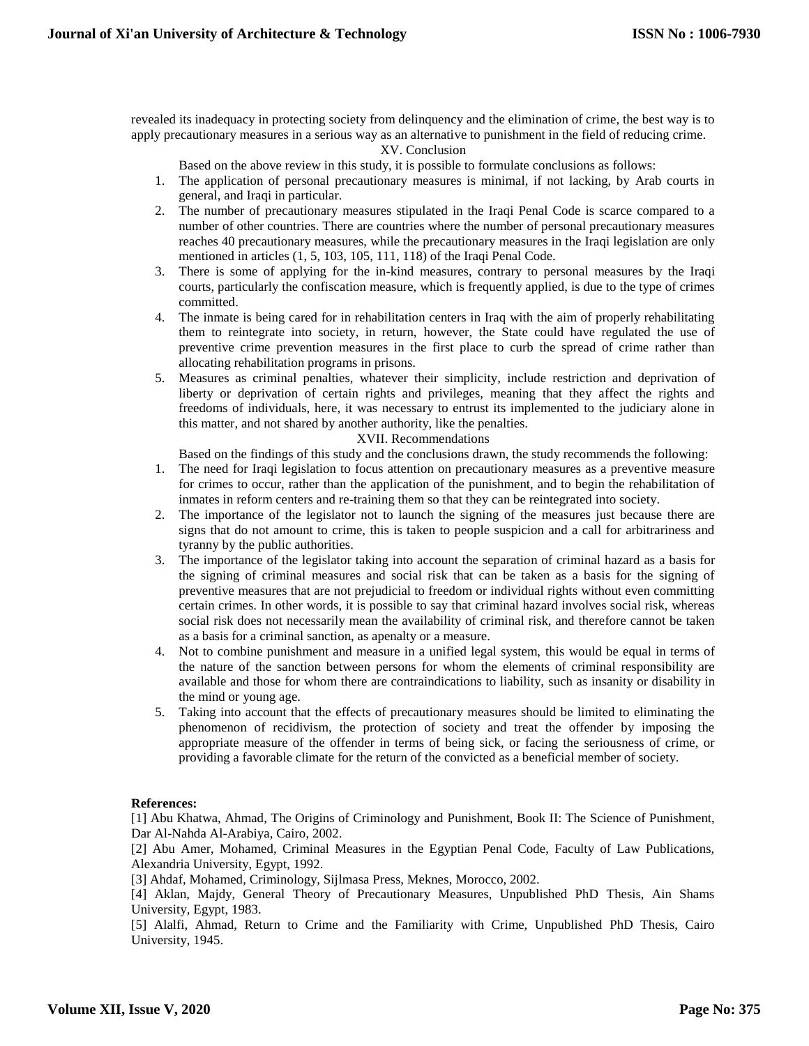revealed its inadequacy in protecting society from delinquency and the elimination of crime, the best way is to apply precautionary measures in a serious way as an alternative to punishment in the field of reducing crime.

## XV. Conclusion

Based on the above review in this study, it is possible to formulate conclusions as follows:

1. The application of personal precautionary measures is minimal, if not lacking, by Arab courts in general, and Iraqi in particular.
2. The number of precautionary measures stipulated in the Iraqi Penal Code is scarce compared to a number of other countries. There are countries where the number of personal precautionary measures reaches 40 precautionary measures, while the precautionary measures in the Iraqi legislation are only mentioned in articles (1, 5, 103, 105, 111, 118) of the Iraqi Penal Code.
3. There is some of applying for the in-kind measures, contrary to personal measures by the Iraqi courts, particularly the confiscation measure, which is frequently applied, is due to the type of crimes committed.
4. The inmate is being cared for in rehabilitation centers in Iraq with the aim of properly rehabilitating them to reintegrate into society, in return, however, the State could have regulated the use of preventive crime prevention measures in the first place to curb the spread of crime rather than allocating rehabilitation programs in prisons.
5. Measures as criminal penalties, whatever their simplicity, include restriction and deprivation of liberty or deprivation of certain rights and privileges, meaning that they affect the rights and freedoms of individuals, here, it was necessary to entrust its implemented to the judiciary alone in this matter, and not shared by another authority, like the penalties.

## XVII. Recommendations

Based on the findings of this study and the conclusions drawn, the study recommends the following:

1. The need for Iraqi legislation to focus attention on precautionary measures as a preventive measure for crimes to occur, rather than the application of the punishment, and to begin the rehabilitation of inmates in reform centers and re-training them so that they can be reintegrated into society.
2. The importance of the legislator not to launch the signing of the measures just because there are signs that do not amount to crime, this is taken to people suspicion and a call for arbitrariness and tyranny by the public authorities.
3. The importance of the legislator taking into account the separation of criminal hazard as a basis for the signing of criminal measures and social risk that can be taken as a basis for the signing of preventive measures that are not prejudicial to freedom or individual rights without even committing certain crimes. In other words, it is possible to say that criminal hazard involves social risk, whereas social risk does not necessarily mean the availability of criminal risk, and therefore cannot be taken as a basis for a criminal sanction, as apenalty or a measure.
4. Not to combine punishment and measure in a unified legal system, this would be equal in terms of the nature of the sanction between persons for whom the elements of criminal responsibility are available and those for whom there are contraindications to liability, such as insanity or disability in the mind or young age.
5. Taking into account that the effects of precautionary measures should be limited to eliminating the phenomenon of recidivism, the protection of society and treat the offender by imposing the appropriate measure of the offender in terms of being sick, or facing the seriousness of crime, or providing a favorable climate for the return of the convicted as a beneficial member of society.

**References:**

[1] Abu Khatwa, Ahmad, The Origins of Criminology and Punishment, Book II: The Science of Punishment, Dar Al-Nahda Al-Arabiya, Cairo, 2002.

[2] Abu Amer, Mohamed, Criminal Measures in the Egyptian Penal Code, Faculty of Law Publications, Alexandria University, Egypt, 1992.

[3] Ahdaf, Mohamed, Criminology, Sijlmasa Press, Meknes, Morocco, 2002.

[4] Aklan, Majdy, General Theory of Precautionary Measures, Unpublished PhD Thesis, Ain Shams University, Egypt, 1983.

[5] Alalfi, Ahmad, Return to Crime and the Familiarity with Crime, Unpublished PhD Thesis, Cairo University, 1945.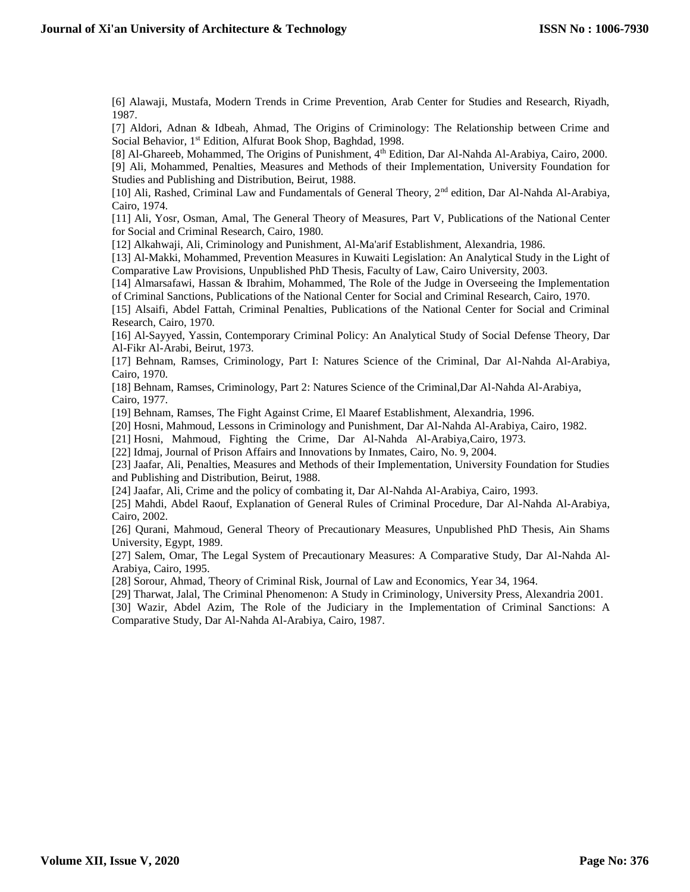[6] Alawaji, Mustafa, Modern Trends in Crime Prevention, Arab Center for Studies and Research, Riyadh, 1987.

[7] Aldori, Adnan & Idbeah, Ahmad, The Origins of Criminology: The Relationship between Crime and Social Behavior, 1st Edition, Alfurat Book Shop, Baghdad, 1998.

[8] Al-Ghareeb, Mohammed, The Origins of Punishment, 4th Edition, Dar Al-Nahda Al-Arabiya, Cairo, 2000.

[9] Ali, Mohammed, Penalties, Measures and Methods of their Implementation, University Foundation for Studies and Publishing and Distribution, Beirut, 1988.

[10] Ali, Rashed, Criminal Law and Fundamentals of General Theory, 2nd edition, Dar Al-Nahda Al-Arabiya, Cairo, 1974.

[11] Ali, Yosr, Osman, Amal, The General Theory of Measures, Part V, Publications of the National Center for Social and Criminal Research, Cairo, 1980.

[12] Alkahwaji, Ali, Criminology and Punishment, Al-Ma'arif Establishment, Alexandria, 1986.

[13] Al-Makki, Mohammed, Prevention Measures in Kuwaiti Legislation: An Analytical Study in the Light of Comparative Law Provisions, Unpublished PhD Thesis, Faculty of Law, Cairo University, 2003.

[14] Almarsafawi, Hassan & Ibrahim, Mohammed, The Role of the Judge in Overseeing the Implementation of Criminal Sanctions, Publications of the National Center for Social and Criminal Research, Cairo, 1970.

[15] Alsaifi, Abdel Fattah, Criminal Penalties, Publications of the National Center for Social and Criminal Research, Cairo, 1970.

[16] Al-Sayyed, Yassin, Contemporary Criminal Policy: An Analytical Study of Social Defense Theory, Dar Al-Fikr Al-Arabi, Beirut, 1973.

[17] Behnam, Ramses, Criminology, Part I: Natures Science of the Criminal, Dar Al-Nahda Al-Arabiya, Cairo, 1970.

[18] Behnam, Ramses, Criminology, Part 2: Natures Science of the Criminal,Dar Al-Nahda Al-Arabiya, Cairo, 1977.

[19] Behnam, Ramses, The Fight Against Crime, El Maaref Establishment, Alexandria, 1996.

[20] Hosni, Mahmoud, Lessons in Criminology and Punishment, Dar Al-Nahda Al-Arabiya, Cairo, 1982.

[21] Hosni, Mahmoud, Fighting the Crime, Dar Al-Nahda Al-Arabiya,Cairo, 1973.

[22] Idmaj, Journal of Prison Affairs and Innovations by Inmates, Cairo, No. 9, 2004.

[23] Jaafar, Ali, Penalties, Measures and Methods of their Implementation, University Foundation for Studies and Publishing and Distribution, Beirut, 1988.

[24] Jaafar, Ali, Crime and the policy of combating it, Dar Al-Nahda Al-Arabiya, Cairo, 1993.

[25] Mahdi, Abdel Raouf, Explanation of General Rules of Criminal Procedure, Dar Al-Nahda Al-Arabiya, Cairo, 2002.

[26] Qurani, Mahmoud, General Theory of Precautionary Measures, Unpublished PhD Thesis, Ain Shams University, Egypt, 1989.

[27] Salem, Omar, The Legal System of Precautionary Measures: A Comparative Study, Dar Al-Nahda Al-Arabiya, Cairo, 1995.

[28] Sorour, Ahmad, Theory of Criminal Risk, Journal of Law and Economics, Year 34, 1964.

[29] Tharwat, Jalal, The Criminal Phenomenon: A Study in Criminology, University Press, Alexandria 2001.

[30] Wazir, Abdel Azim, The Role of the Judiciary in the Implementation of Criminal Sanctions: A Comparative Study, Dar Al-Nahda Al-Arabiya, Cairo, 1987.